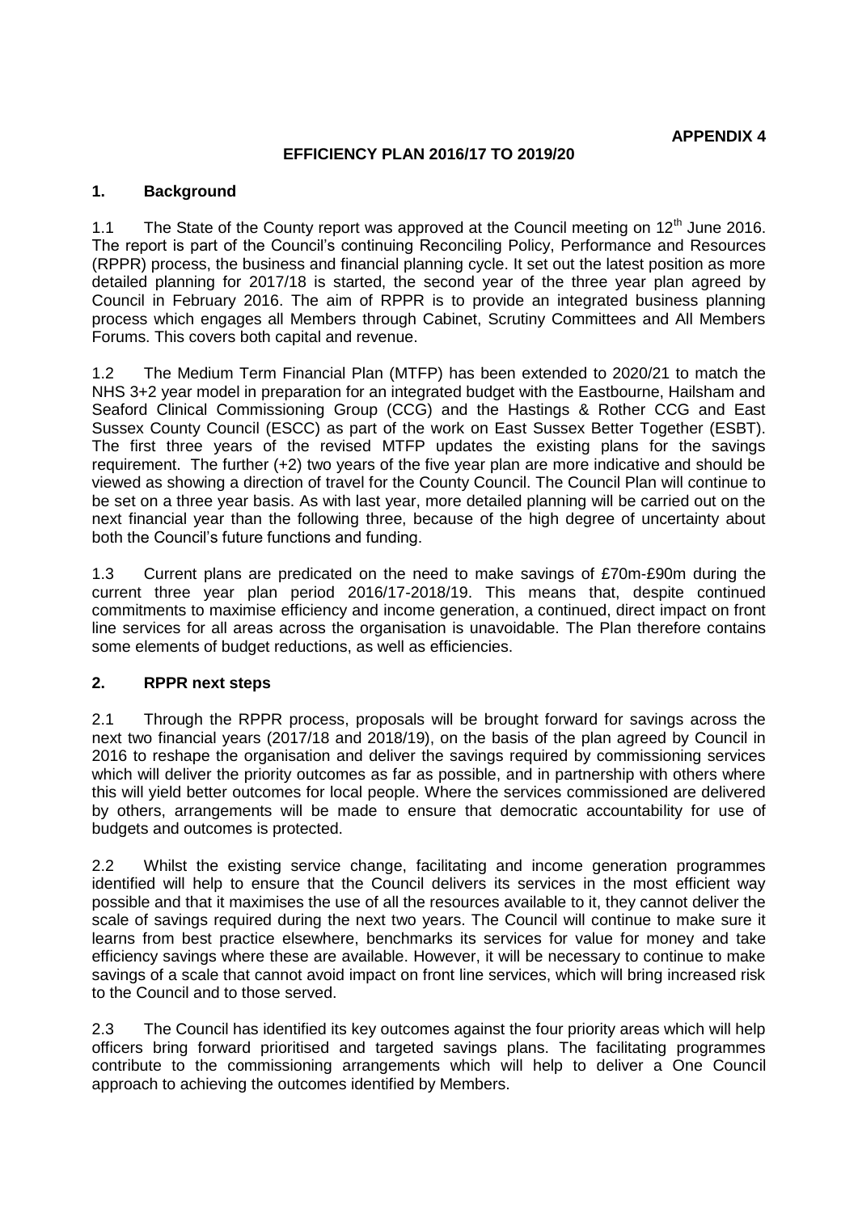**APPENDIX 4**

# EFFICIENCY PLAN 2016/17 TO 2019/20

## 1. Background

1.1 The State of the County report was approved at the Council meeting on 12th June 2016. The report is part of the Council's continuing Reconciling Policy, Performance and Resources (RPPR) process, the business and financial planning cycle. It set out the latest position as more detailed planning for 2017/18 is started, the second year of the three year plan agreed by Council in February 2016. The aim of RPPR is to provide an integrated business planning process which engages all Members through Cabinet, Scrutiny Committees and All Members Forums. This covers both capital and revenue.

1.2 The Medium Term Financial Plan (MTFP) has been extended to 2020/21 to match the NHS 3+2 year model in preparation for an integrated budget with the Eastbourne, Hailsham and Seaford Clinical Commissioning Group (CCG) and the Hastings & Rother CCG and East Sussex County Council (ESCC) as part of the work on East Sussex Better Together (ESBT). The first three years of the revised MTFP updates the existing plans for the savings requirement. The further (+2) two years of the five year plan are more indicative and should be viewed as showing a direction of travel for the County Council. The Council Plan will continue to be set on a three year basis. As with last year, more detailed planning will be carried out on the next financial year than the following three, because of the high degree of uncertainty about both the Council's future functions and funding.

1.3 Current plans are predicated on the need to make savings of £70m-£90m during the current three year plan period 2016/17-2018/19. This means that, despite continued commitments to maximise efficiency and income generation, a continued, direct impact on front line services for all areas across the organisation is unavoidable. The Plan therefore contains some elements of budget reductions, as well as efficiencies.

## 2. RPPR next steps

2.1 Through the RPPR process, proposals will be brought forward for savings across the next two financial years (2017/18 and 2018/19), on the basis of the plan agreed by Council in 2016 to reshape the organisation and deliver the savings required by commissioning services which will deliver the priority outcomes as far as possible, and in partnership with others where this will yield better outcomes for local people. Where the services commissioned are delivered by others, arrangements will be made to ensure that democratic accountability for use of budgets and outcomes is protected.

2.2 Whilst the existing service change, facilitating and income generation programmes identified will help to ensure that the Council delivers its services in the most efficient way possible and that it maximises the use of all the resources available to it, they cannot deliver the scale of savings required during the next two years. The Council will continue to make sure it learns from best practice elsewhere, benchmarks its services for value for money and take efficiency savings where these are available. However, it will be necessary to continue to make savings of a scale that cannot avoid impact on front line services, which will bring increased risk to the Council and to those served.

2.3 The Council has identified its key outcomes against the four priority areas which will help officers bring forward prioritised and targeted savings plans. The facilitating programmes contribute to the commissioning arrangements which will help to deliver a One Council approach to achieving the outcomes identified by Members.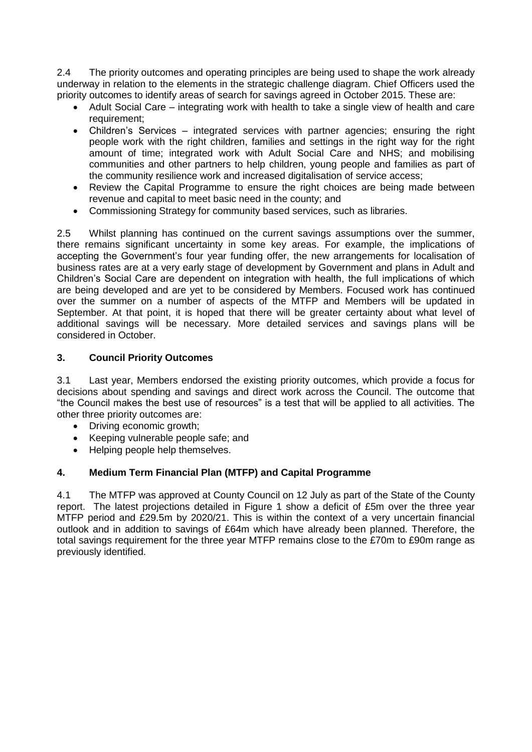2.4 The priority outcomes and operating principles are being used to shape the work already underway in relation to the elements in the strategic challenge diagram. Chief Officers used the priority outcomes to identify areas of search for savings agreed in October 2015. These are:

- Adult Social Care – integrating work with health to take a single view of health and care requirement;
- Children's Services – integrated services with partner agencies; ensuring the right people work with the right children, families and settings in the right way for the right amount of time; integrated work with Adult Social Care and NHS; and mobilising communities and other partners to help children, young people and families as part of the community resilience work and increased digitalisation of service access;
- Review the Capital Programme to ensure the right choices are being made between revenue and capital to meet basic need in the county; and
- Commissioning Strategy for community based services, such as libraries.

2.5 Whilst planning has continued on the current savings assumptions over the summer, there remains significant uncertainty in some key areas. For example, the implications of accepting the Government's four year funding offer, the new arrangements for localisation of business rates are at a very early stage of development by Government and plans in Adult and Children's Social Care are dependent on integration with health, the full implications of which are being developed and are yet to be considered by Members. Focused work has continued over the summer on a number of aspects of the MTFP and Members will be updated in September. At that point, it is hoped that there will be greater certainty about what level of additional savings will be necessary. More detailed services and savings plans will be considered in October.

## 3. Council Priority Outcomes

3.1 Last year, Members endorsed the existing priority outcomes, which provide a focus for decisions about spending and savings and direct work across the Council. The outcome that "the Council makes the best use of resources" is a test that will be applied to all activities. The other three priority outcomes are:

- Driving economic growth;
- Keeping vulnerable people safe; and
- Helping people help themselves.

## 4. Medium Term Financial Plan (MTFP) and Capital Programme

4.1 The MTFP was approved at County Council on 12 July as part of the State of the County report. The latest projections detailed in Figure 1 show a deficit of £5m over the three year MTFP period and £29.5m by 2020/21. This is within the context of a very uncertain financial outlook and in addition to savings of £64m which have already been planned. Therefore, the total savings requirement for the three year MTFP remains close to the £70m to £90m range as previously identified.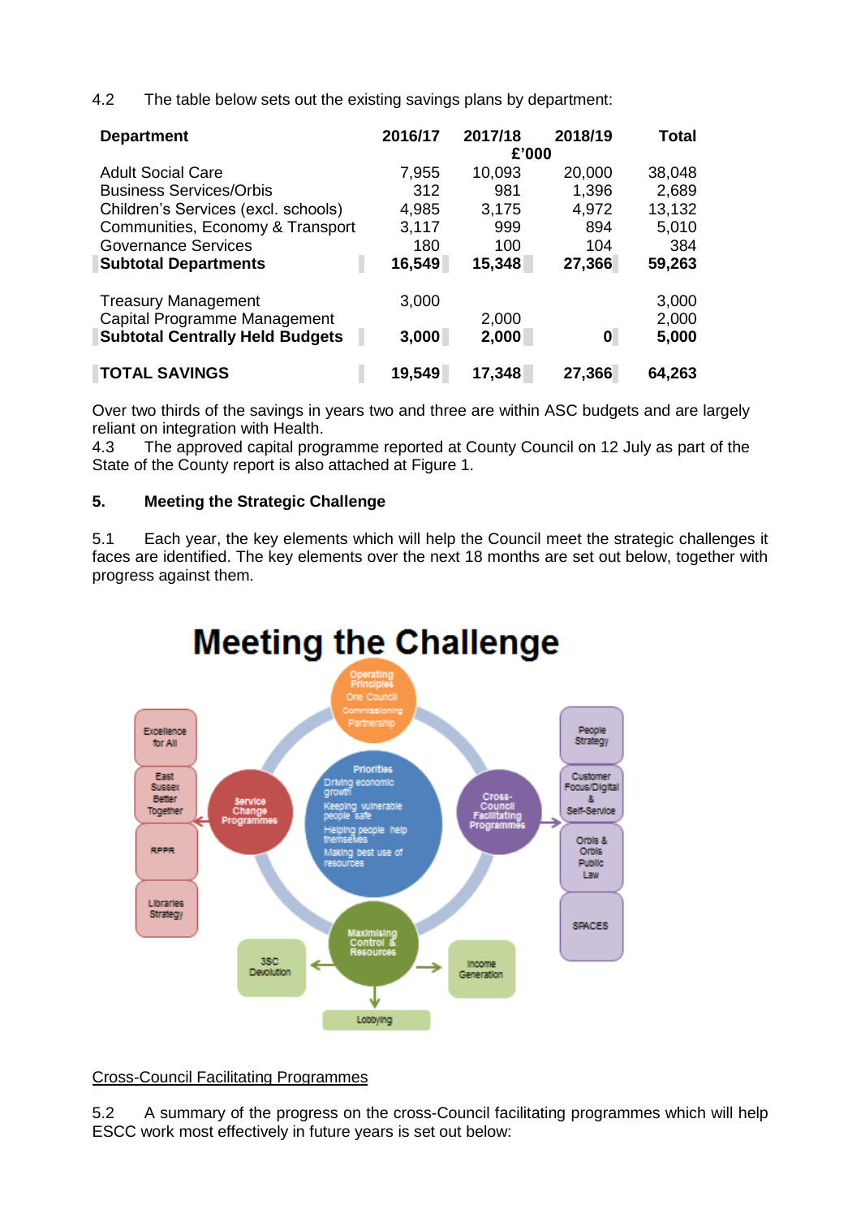4.2 The table below sets out the existing savings plans by department:

| Department | 2016/17 | 2017/18 | 2018/19 | Total |
|---|---|---|---|---|
| | | £'000 | | |
| Adult Social Care | 7,955 | 10,093 | 20,000 | 38,048 |
| Business Services/Orbis | 312 | 981 | 1,396 | 2,689 |
| Children's Services (excl. schools) | 4,985 | 3,175 | 4,972 | 13,132 |
| Communities, Economy & Transport | 3,117 | 999 | 894 | 5,010 |
| Governance Services | 180 | 100 | 104 | 384 |
| **Subtotal Departments** | **16,549** | **15,348** | **27,366** | **59,263** |
| | | | | |
| Treasury Management | 3,000 | | | 3,000 |
| Capital Programme Management | | 2,000 | | 2,000 |
| **Subtotal Centrally Held Budgets** | **3,000** | **2,000** | **0** | **5,000** |
| | | | | |
| **TOTAL SAVINGS** | **19,549** | **17,348** | **27,366** | **64,263** |

Over two thirds of the savings in years two and three are within ASC budgets and are largely reliant on integration with Health.

4.3 The approved capital programme reported at County Council on 12 July as part of the State of the County report is also attached at Figure 1.

## 5. Meeting the Strategic Challenge

5.1 Each year, the key elements which will help the Council meet the strategic challenges it faces are identified. The key elements over the next 18 months are set out below, together with progress against them.

**Meeting the Challenge**

- Operating Principles: One Council, Commissioning, Partnership
- Priorities: Driving economic growth; Keeping vulnerable people safe; Helping people help themselves; Making best use of resources
- Service Change Programmes: Excellence for All; East Sussex Better Together; RPPR; Libraries Strategy
- Cross-Council Facilitating Programmes: People Strategy; Customer Focus/Digital & Self-Service; Orbis & Orbis Public Law; SPACES
- Maximising Control & Resources: 3SC Devolution; Income Generation; Lobbying

Cross-Council Facilitating Programmes

5.2 A summary of the progress on the cross-Council facilitating programmes which will help ESCC work most effectively in future years is set out below: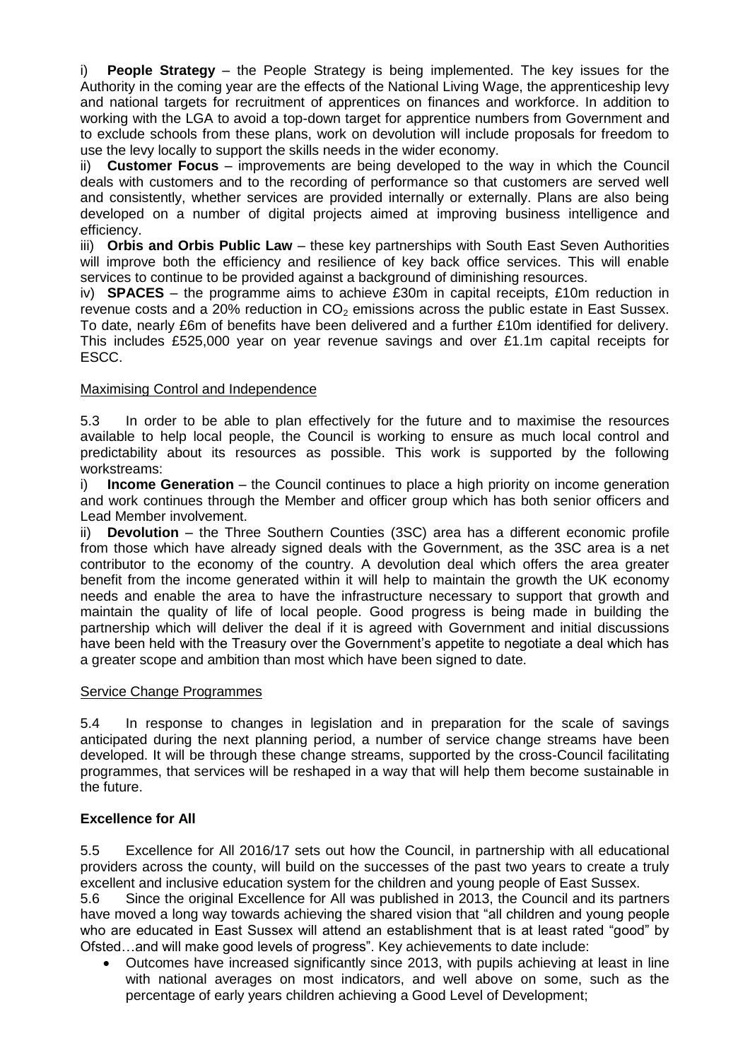i) **People Strategy** – the People Strategy is being implemented. The key issues for the Authority in the coming year are the effects of the National Living Wage, the apprenticeship levy and national targets for recruitment of apprentices on finances and workforce. In addition to working with the LGA to avoid a top-down target for apprentice numbers from Government and to exclude schools from these plans, work on devolution will include proposals for freedom to use the levy locally to support the skills needs in the wider economy.

ii) **Customer Focus** – improvements are being developed to the way in which the Council deals with customers and to the recording of performance so that customers are served well and consistently, whether services are provided internally or externally. Plans are also being developed on a number of digital projects aimed at improving business intelligence and efficiency.

iii) **Orbis and Orbis Public Law** – these key partnerships with South East Seven Authorities will improve both the efficiency and resilience of key back office services. This will enable services to continue to be provided against a background of diminishing resources.

iv) **SPACES** – the programme aims to achieve £30m in capital receipts, £10m reduction in revenue costs and a 20% reduction in $CO_2$ emissions across the public estate in East Sussex. To date, nearly £6m of benefits have been delivered and a further £10m identified for delivery. This includes £525,000 year on year revenue savings and over £1.1m capital receipts for ESCC.

Maximising Control and Independence

5.3 In order to be able to plan effectively for the future and to maximise the resources available to help local people, the Council is working to ensure as much local control and predictability about its resources as possible. This work is supported by the following workstreams:

i) **Income Generation** – the Council continues to place a high priority on income generation and work continues through the Member and officer group which has both senior officers and Lead Member involvement.

ii) **Devolution** – the Three Southern Counties (3SC) area has a different economic profile from those which have already signed deals with the Government, as the 3SC area is a net contributor to the economy of the country. A devolution deal which offers the area greater benefit from the income generated within it will help to maintain the growth the UK economy needs and enable the area to have the infrastructure necessary to support that growth and maintain the quality of life of local people. Good progress is being made in building the partnership which will deliver the deal if it is agreed with Government and initial discussions have been held with the Treasury over the Government's appetite to negotiate a deal which has a greater scope and ambition than most which have been signed to date.

Service Change Programmes

5.4 In response to changes in legislation and in preparation for the scale of savings anticipated during the next planning period, a number of service change streams have been developed. It will be through these change streams, supported by the cross-Council facilitating programmes, that services will be reshaped in a way that will help them become sustainable in the future.

**Excellence for All**

5.5 Excellence for All 2016/17 sets out how the Council, in partnership with all educational providers across the county, will build on the successes of the past two years to create a truly excellent and inclusive education system for the children and young people of East Sussex.

5.6 Since the original Excellence for All was published in 2013, the Council and its partners have moved a long way towards achieving the shared vision that "all children and young people who are educated in East Sussex will attend an establishment that is at least rated "good" by Ofsted…and will make good levels of progress". Key achievements to date include:

- Outcomes have increased significantly since 2013, with pupils achieving at least in line with national averages on most indicators, and well above on some, such as the percentage of early years children achieving a Good Level of Development;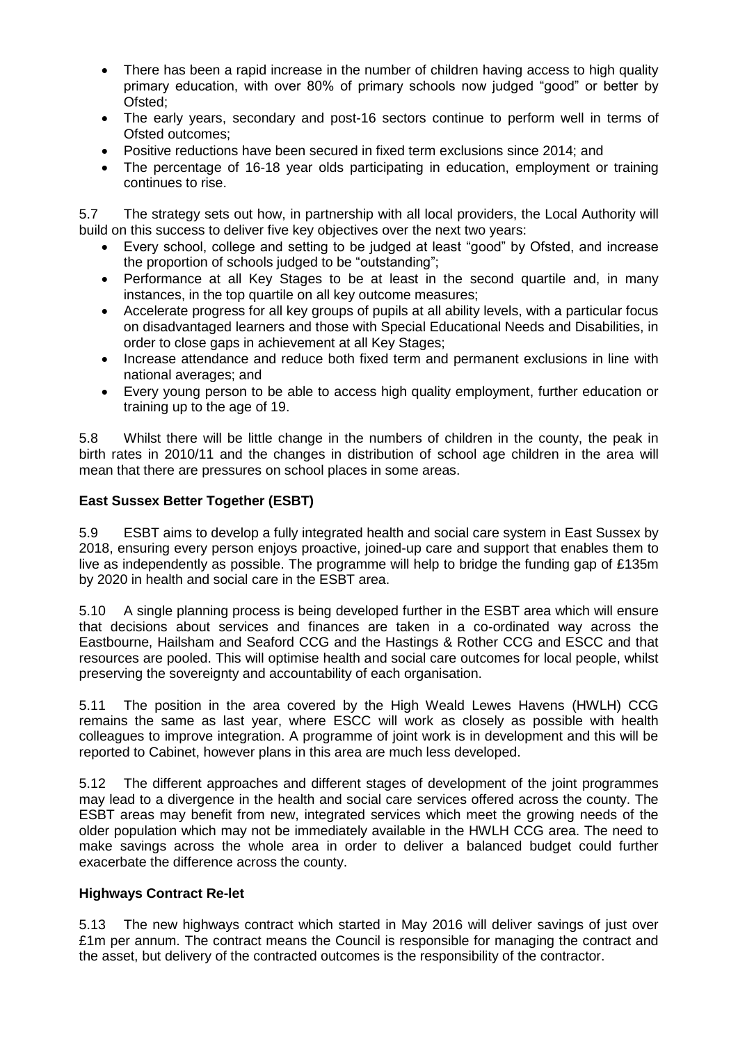- There has been a rapid increase in the number of children having access to high quality primary education, with over 80% of primary schools now judged "good" or better by Ofsted;
- The early years, secondary and post-16 sectors continue to perform well in terms of Ofsted outcomes;
- Positive reductions have been secured in fixed term exclusions since 2014; and
- The percentage of 16-18 year olds participating in education, employment or training continues to rise.

5.7 The strategy sets out how, in partnership with all local providers, the Local Authority will build on this success to deliver five key objectives over the next two years:

- Every school, college and setting to be judged at least "good" by Ofsted, and increase the proportion of schools judged to be "outstanding";
- Performance at all Key Stages to be at least in the second quartile and, in many instances, in the top quartile on all key outcome measures;
- Accelerate progress for all key groups of pupils at all ability levels, with a particular focus on disadvantaged learners and those with Special Educational Needs and Disabilities, in order to close gaps in achievement at all Key Stages;
- Increase attendance and reduce both fixed term and permanent exclusions in line with national averages; and
- Every young person to be able to access high quality employment, further education or training up to the age of 19.

5.8 Whilst there will be little change in the numbers of children in the county, the peak in birth rates in 2010/11 and the changes in distribution of school age children in the area will mean that there are pressures on school places in some areas.

**East Sussex Better Together (ESBT)**

5.9 ESBT aims to develop a fully integrated health and social care system in East Sussex by 2018, ensuring every person enjoys proactive, joined-up care and support that enables them to live as independently as possible. The programme will help to bridge the funding gap of £135m by 2020 in health and social care in the ESBT area.

5.10 A single planning process is being developed further in the ESBT area which will ensure that decisions about services and finances are taken in a co-ordinated way across the Eastbourne, Hailsham and Seaford CCG and the Hastings & Rother CCG and ESCC and that resources are pooled. This will optimise health and social care outcomes for local people, whilst preserving the sovereignty and accountability of each organisation.

5.11 The position in the area covered by the High Weald Lewes Havens (HWLH) CCG remains the same as last year, where ESCC will work as closely as possible with health colleagues to improve integration. A programme of joint work is in development and this will be reported to Cabinet, however plans in this area are much less developed.

5.12 The different approaches and different stages of development of the joint programmes may lead to a divergence in the health and social care services offered across the county. The ESBT areas may benefit from new, integrated services which meet the growing needs of the older population which may not be immediately available in the HWLH CCG area. The need to make savings across the whole area in order to deliver a balanced budget could further exacerbate the difference across the county.

**Highways Contract Re-let**

5.13 The new highways contract which started in May 2016 will deliver savings of just over £1m per annum. The contract means the Council is responsible for managing the contract and the asset, but delivery of the contracted outcomes is the responsibility of the contractor.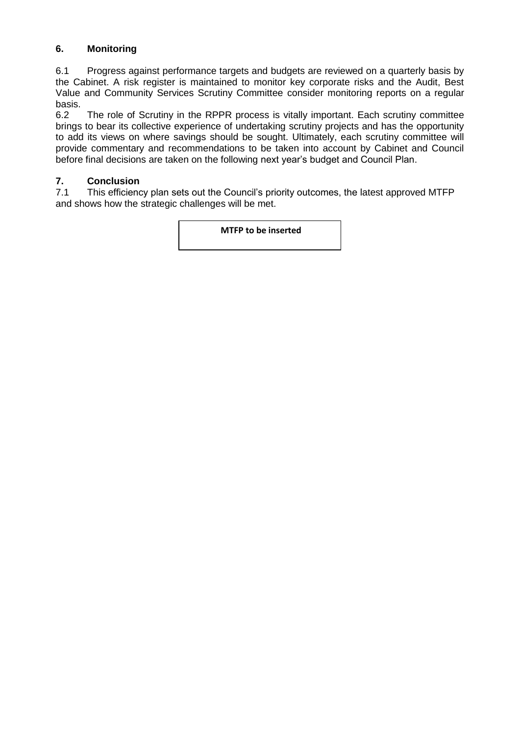## 6. Monitoring

6.1 Progress against performance targets and budgets are reviewed on a quarterly basis by the Cabinet. A risk register is maintained to monitor key corporate risks and the Audit, Best Value and Community Services Scrutiny Committee consider monitoring reports on a regular basis.

6.2 The role of Scrutiny in the RPPR process is vitally important. Each scrutiny committee brings to bear its collective experience of undertaking scrutiny projects and has the opportunity to add its views on where savings should be sought. Ultimately, each scrutiny committee will provide commentary and recommendations to be taken into account by Cabinet and Council before final decisions are taken on the following next year's budget and Council Plan.

## 7. Conclusion

7.1 This efficiency plan sets out the Council's priority outcomes, the latest approved MTFP and shows how the strategic challenges will be met.

**MTFP to be inserted**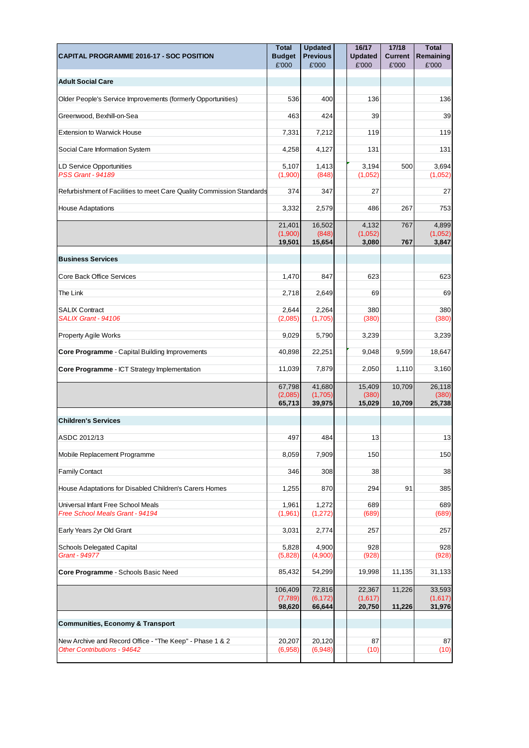| **CAPITAL PROGRAMME 2016-17 - SOC POSITION** | **Total Budget** £'000 | **Updated Previous** £'000 | | **16/17 Updated** £'000 | **17/18 Current** £'000 | **Total Remaining** £'000 |
|---|---|---|---|---|---|---|
| **Adult Social Care** | | | | | | |
| Older People's Service Improvements (formerly Opportunities) | 536 | 400 | | 136 | | 136 |
| Greenwood, Bexhill-on-Sea | 463 | 424 | | 39 | | 39 |
| Extension to Warwick House | 7,331 | 7,212 | | 119 | | 119 |
| Social Care Information System | 4,258 | 4,127 | | 131 | | 131 |
| LD Service Opportunities | 5,107 | 1,413 | | 3,194 | 500 | 3,694 |
| *PSS Grant - 94189* | (1,900) | (848) | | (1,052) | | (1,052) |
| Refurbishment of Facilities to meet Care Quality Commission Standards | 374 | 347 | | 27 | | 27 |
| House Adaptations | 3,332 | 2,579 | | 486 | 267 | 753 |
| | 21,401 | 16,502 | | 4,132 | 767 | 4,899 |
| | (1,900) | (848) | | (1,052) | | (1,052) |
| | **19,501** | **15,654** | | **3,080** | **767** | **3,847** |
| **Business Services** | | | | | | |
| Core Back Office Services | 1,470 | 847 | | 623 | | 623 |
| The Link | 2,718 | 2,649 | | 69 | | 69 |
| SALIX Contract | 2,644 | 2,264 | | 380 | | 380 |
| *SALIX Grant - 94106* | (2,085) | (1,705) | | (380) | | (380) |
| Property Agile Works | 9,029 | 5,790 | | 3,239 | | 3,239 |
| **Core Programme** - Capital Building Improvements | 40,898 | 22,251 | | 9,048 | 9,599 | 18,647 |
| **Core Programme** - ICT Strategy Implementation | 11,039 | 7,879 | | 2,050 | 1,110 | 3,160 |
| | 67,798 | 41,680 | | 15,409 | 10,709 | 26,118 |
| | (2,085) | (1,705) | | (380) | | (380) |
| | **65,713** | **39,975** | | **15,029** | **10,709** | **25,738** |
| **Children's Services** | | | | | | |
| ASDC 2012/13 | 497 | 484 | | 13 | | 13 |
| Mobile Replacement Programme | 8,059 | 7,909 | | 150 | | 150 |
| Family Contact | 346 | 308 | | 38 | | 38 |
| House Adaptations for Disabled Children's Carers Homes | 1,255 | 870 | | 294 | 91 | 385 |
| Universal Infant Free School Meals | 1,961 | 1,272 | | 689 | | 689 |
| *Free School Meals Grant - 94194* | (1,961) | (1,272) | | (689) | | (689) |
| Early Years 2yr Old Grant | 3,031 | 2,774 | | 257 | | 257 |
| Schools Delegated Capital | 5,828 | 4,900 | | 928 | | 928 |
| *Grant - 94977* | (5,828) | (4,900) | | (928) | | (928) |
| **Core Programme** - Schools Basic Need | 85,432 | 54,299 | | 19,998 | 11,135 | 31,133 |
| | 106,409 | 72,816 | | 22,367 | 11,226 | 33,593 |
| | (7,789) | (6,172) | | (1,617) | | (1,617) |
| | **98,620** | **66,644** | | **20,750** | **11,226** | **31,976** |
| **Communities, Economy & Transport** | | | | | | |
| New Archive and Record Office - "The Keep" - Phase 1 & 2 | 20,207 | 20,120 | | 87 | | 87 |
| *Other Contributions - 94642* | (6,958) | (6,948) | | (10) | | (10) |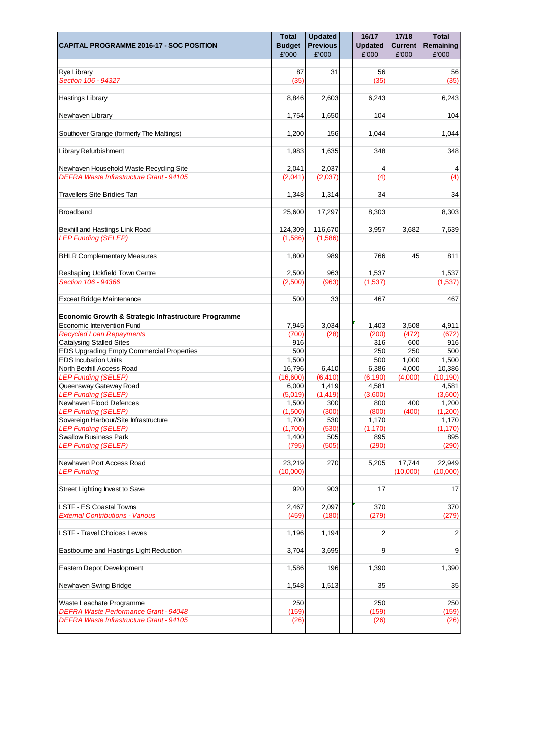| CAPITAL PROGRAMME 2016-17 - SOC POSITION | Total Budget £'000 | Updated Previous £'000 | | 16/17 Updated £'000 | 17/18 Current £'000 | Total Remaining £'000 |
|---|---|---|---|---|---|---|
| Rye Library | 87 | 31 | | 56 | | 56 |
| *Section 106 - 94327* | (35) | | | (35) | | (35) |
| Hastings Library | 8,846 | 2,603 | | 6,243 | | 6,243 |
| Newhaven Library | 1,754 | 1,650 | | 104 | | 104 |
| Southover Grange (formerly The Maltings) | 1,200 | 156 | | 1,044 | | 1,044 |
| Library Refurbishment | 1,983 | 1,635 | | 348 | | 348 |
| Newhaven Household Waste Recycling Site | 2,041 | 2,037 | | 4 | | 4 |
| *DEFRA Waste Infrastructure Grant - 94105* | (2,041) | (2,037) | | (4) | | (4) |
| Travellers Site Bridies Tan | 1,348 | 1,314 | | 34 | | 34 |
| Broadband | 25,600 | 17,297 | | 8,303 | | 8,303 |
| Bexhill and Hastings Link Road | 124,309 | 116,670 | | 3,957 | 3,682 | 7,639 |
| *LEP Funding (SELEP)* | (1,586) | (1,586) | | | | |
| BHLR Complementary Measures | 1,800 | 989 | | 766 | 45 | 811 |
| Reshaping Uckfield Town Centre | 2,500 | 963 | | 1,537 | | 1,537 |
| *Section 106 - 94366* | (2,500) | (963) | | (1,537) | | (1,537) |
| Exceat Bridge Maintenance | 500 | 33 | | 467 | | 467 |
| **Economic Growth & Strategic Infrastructure Programme** | | | | | | |
| Economic Intervention Fund | 7,945 | 3,034 | | 1,403 | 3,508 | 4,911 |
| *Recycled Loan Repayments* | (700) | (28) | | (200) | (472) | (672) |
| Catalysing Stalled Sites | 916 | | | 316 | 600 | 916 |
| EDS Upgrading Empty Commercial Properties | 500 | | | 250 | 250 | 500 |
| EDS Incubation Units | 1,500 | | | 500 | 1,000 | 1,500 |
| North Bexhill Access Road | 16,796 | 6,410 | | 6,386 | 4,000 | 10,386 |
| *LEP Funding (SELEP)* | (16,600) | (6,410) | | (6,190) | (4,000) | (10,190) |
| Queensway Gateway Road | 6,000 | 1,419 | | 4,581 | | 4,581 |
| *LEP Funding (SELEP)* | (5,019) | (1,419) | | (3,600) | | (3,600) |
| Newhaven Flood Defences | 1,500 | 300 | | 800 | 400 | 1,200 |
| *LEP Funding (SELEP)* | (1,500) | (300) | | (800) | (400) | (1,200) |
| Sovereign Harbour/Site Infrastructure | 1,700 | 530 | | 1,170 | | 1,170 |
| *LEP Funding (SELEP)* | (1,700) | (530) | | (1,170) | | (1,170) |
| Swallow Business Park | 1,400 | 505 | | 895 | | 895 |
| *LEP Funding (SELEP)* | (795) | (505) | | (290) | | (290) |
| Newhaven Port Access Road | 23,219 | 270 | | 5,205 | 17,744 | 22,949 |
| *LEP Funding* | (10,000) | | | | (10,000) | (10,000) |
| Street Lighting Invest to Save | 920 | 903 | | 17 | | 17 |
| LSTF - ES Coastal Towns | 2,467 | 2,097 | | 370 | | 370 |
| *External Contributions - Various* | (459) | (180) | | (279) | | (279) |
| LSTF - Travel Choices Lewes | 1,196 | 1,194 | | 2 | | 2 |
| Eastbourne and Hastings Light Reduction | 3,704 | 3,695 | | 9 | | 9 |
| Eastern Depot Development | 1,586 | 196 | | 1,390 | | 1,390 |
| Newhaven Swing Bridge | 1,548 | 1,513 | | 35 | | 35 |
| Waste Leachate Programme | 250 | | | 250 | | 250 |
| *DEFRA Waste Performance Grant - 94048* | (159) | | | (159) | | (159) |
| *DEFRA Waste Infrastructure Grant - 94105* | (26) | | | (26) | | (26) |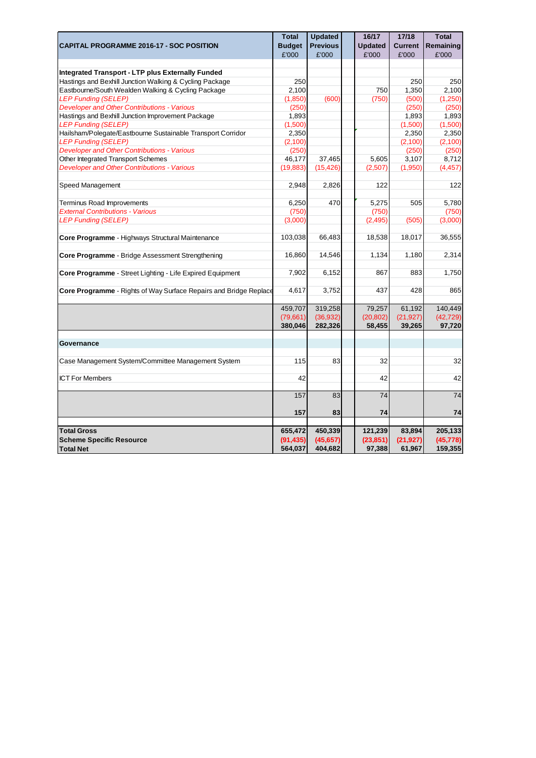| CAPITAL PROGRAMME 2016-17 - SOC POSITION | Total Budget £'000 | Updated Previous £'000 | | 16/17 Updated £'000 | 17/18 Current £'000 | Total Remaining £'000 |
|---|---|---|---|---|---|---|
| **Integrated Transport - LTP plus Externally Funded** | | | | | | |
| Hastings and Bexhill Junction Walking & Cycling Package | 250 | | | | 250 | 250 |
| Eastbourne/South Wealden Walking & Cycling Package | 2,100 | | | 750 | 1,350 | 2,100 |
| *LEP Funding (SELEP)* | (1,850) | (600) | | (750) | (500) | (1,250) |
| *Developer and Other Contributions - Various* | (250) | | | | (250) | (250) |
| Hastings and Bexhill Junction Improvement Package | 1,893 | | | | 1,893 | 1,893 |
| *LEP Funding (SELEP)* | (1,500) | | | | (1,500) | (1,500) |
| Hailsham/Polegate/Eastbourne Sustainable Transport Corridor | 2,350 | | | | 2,350 | 2,350 |
| *LEP Funding (SELEP)* | (2,100) | | | | (2,100) | (2,100) |
| *Developer and Other Contributions - Various* | (250) | | | | (250) | (250) |
| Other Integrated Transport Schemes | 46,177 | 37,465 | | 5,605 | 3,107 | 8,712 |
| *Developer and Other Contributions - Various* | (19,883) | (15,426) | | (2,507) | (1,950) | (4,457) |
| Speed Management | 2,948 | 2,826 | | 122 | | 122 |
| Terminus Road Improvements | 6,250 | 470 | | 5,275 | 505 | 5,780 |
| *External Contributions - Various* | (750) | | | (750) | | (750) |
| *LEP Funding (SELEP)* | (3,000) | | | (2,495) | (505) | (3,000) |
| **Core Programme** - Highways Structural Maintenance | 103,038 | 66,483 | | 18,538 | 18,017 | 36,555 |
| **Core Programme** - Bridge Assessment Strengthening | 16,860 | 14,546 | | 1,134 | 1,180 | 2,314 |
| **Core Programme** - Street Lighting - Life Expired Equipment | 7,902 | 6,152 | | 867 | 883 | 1,750 |
| **Core Programme** - Rights of Way Surface Repairs and Bridge Replace | 4,617 | 3,752 | | 437 | 428 | 865 |
| | 459,707 | 319,258 | | 79,257 | 61,192 | 140,449 |
| | (79,661) | (36,932) | | (20,802) | (21,927) | (42,729) |
| | **380,046** | **282,326** | | **58,455** | **39,265** | **97,720** |
| **Governance** | | | | | | |
| Case Management System/Committee Management System | 115 | 83 | | 32 | | 32 |
| ICT For Members | 42 | | | 42 | | 42 |
| | 157 | 83 | | 74 | | 74 |
| | **157** | **83** | | **74** | | **74** |
| **Total Gross** | **655,472** | **450,339** | | **121,239** | **83,894** | **205,133** |
| **Scheme Specific Resource** | **(91,435)** | **(45,657)** | | **(23,851)** | **(21,927)** | **(45,778)** |
| **Total Net** | **564,037** | **404,682** | | **97,388** | **61,967** | **159,355** |